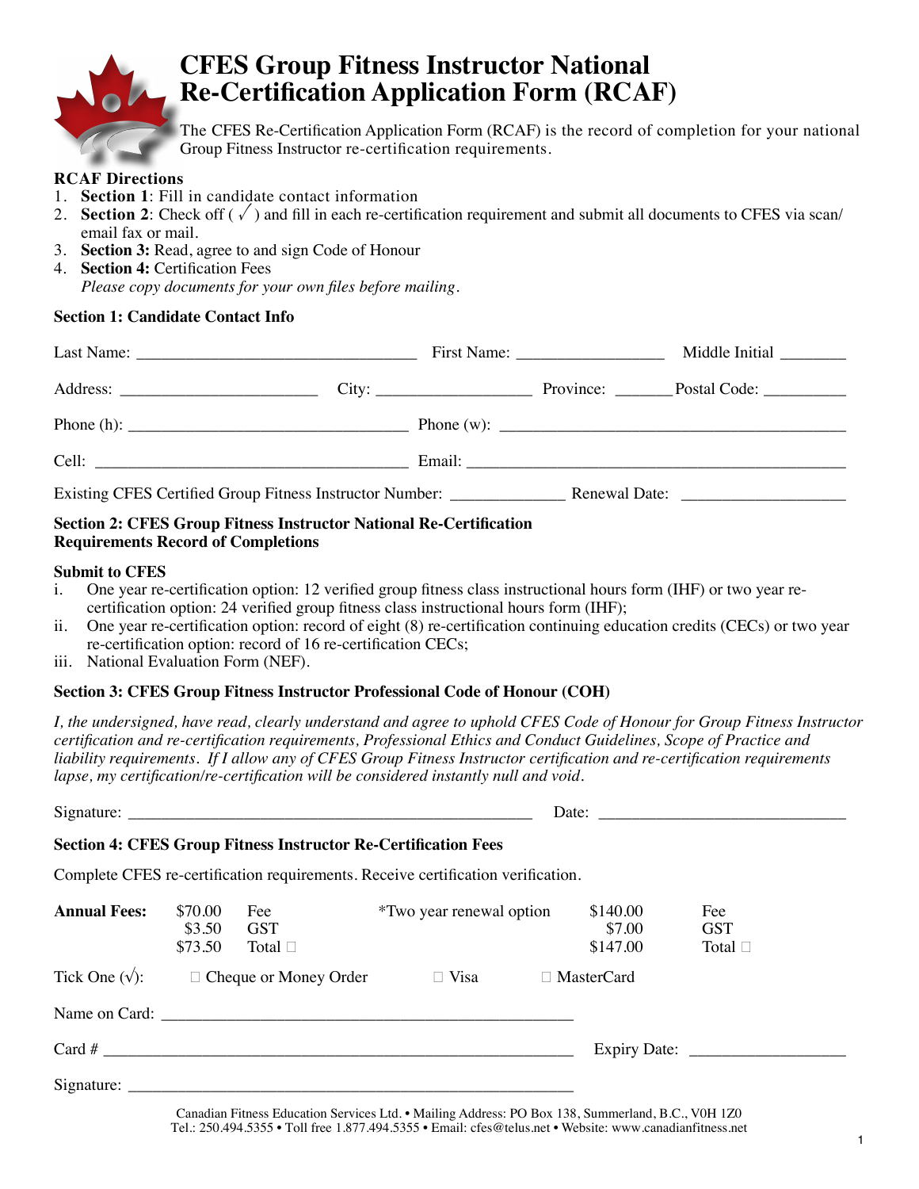# CFES Group Fitness Instructor National Re-Certification Application Form (RCAF)

The CFES Re-Certification Application Form (RCAF) is the record of completion for your national Group Fitness Instructor re-certification requirements.

**RCAF Directions**

1. **Section 1**: Fill in candidate contact information
2. **Section 2**: Check off ( √ ) and fill in each re-certification requirement and submit all documents to CFES via scan/ email fax or mail.
3. **Section 3:** Read, agree to and sign Code of Honour
4. **Section 4:** Certification Fees

   *Please copy documents for your own files before mailing.*

**Section 1: Candidate Contact Info**

Last Name: ______________________ First Name: ______________ Middle Initial ________

Address: ____________________ City: _______________ Province: _______ Postal Code: __________

Phone (h): ___________________________ Phone (w): ___________________________________

Cell: ______________________________ Email: ______________________________________

Existing CFES Certified Group Fitness Instructor Number: _____________ Renewal Date: ___________________

**Section 2: CFES Group Fitness Instructor National Re-Certification Requirements Record of Completions**

**Submit to CFES**

i. One year re-certification option: 12 verified group fitness class instructional hours form (IHF) or two year re-certification option: 24 verified group fitness class instructional hours form (IHF);
ii. One year re-certification option: record of eight (8) re-certification continuing education credits (CECs) or two year re-certification option: record of 16 re-certification CECs;
iii. National Evaluation Form (NEF).

**Section 3: CFES Group Fitness Instructor Professional Code of Honour (COH)**

*I, the undersigned, have read, clearly understand and agree to uphold CFES Code of Honour for Group Fitness Instructor certification and re-certification requirements, Professional Ethics and Conduct Guidelines, Scope of Practice and liability requirements. If I allow any of CFES Group Fitness Instructor certification and re-certification requirements lapse, my certification/re-certification will be considered instantly null and void.*

Signature: ________________________________________ Date: _________________________

**Section 4: CFES Group Fitness Instructor Re-Certification Fees**

Complete CFES re-certification requirements. Receive certification verification.

| **Annual Fees:** | | | *Two year renewal option | | |
|---|---|---|---|---|---|
| | $70.00 | Fee | | $140.00 | Fee |
| | $3.50 | GST | | $7.00 | GST |
| | $73.50 | Total ☐ | | $147.00 | Total ☐ |

Tick One (√): ☐ Cheque or Money Order ☐ Visa ☐ MasterCard

Name on Card: ________________________________________

Card # _____________________________________________ Expiry Date: ___________________

Signature: __________________________________________

Canadian Fitness Education Services Ltd. • Mailing Address: PO Box 138, Summerland, B.C., V0H 1Z0
Tel.: 250.494.5355 • Toll free 1.877.494.5355 • Email: cfes@telus.net • Website: www.canadianfitness.net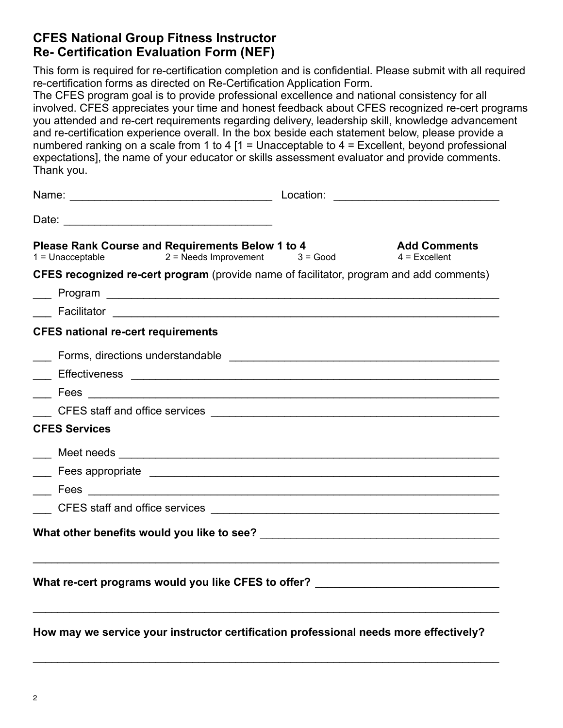## CFES National Group Fitness Instructor Re- Certification Evaluation Form (NEF)

This form is required for re-certification completion and is confidential. Please submit with all required re-certification forms as directed on Re-Certification Application Form.
The CFES program goal is to provide professional excellence and national consistency for all involved. CFES appreciates your time and honest feedback about CFES recognized re-cert programs you attended and re-cert requirements regarding delivery, leadership skill, knowledge advancement and re-certification experience overall. In the box beside each statement below, please provide a numbered ranking on a scale from 1 to 4 [1 = Unacceptable to 4 = Excellent, beyond professional expectations], the name of your educator or skills assessment evaluator and provide comments. Thank you.

Name: ________________________________ Location: __________________________

Date: _________________________________

**Please Rank Course and Requirements Below 1 to 4** **Add Comments**
1 = Unacceptable 2 = Needs Improvement 3 = Good 4 = Excellent

**CFES recognized re-cert program** (provide name of facilitator, program and add comments)

___ Program ______________________________________________________________

___ Facilitator _____________________________________________________________

**CFES national re-cert requirements**

___ Forms, directions understandable ___________________________________________

___ Effectiveness ___________________________________________________________

___ Fees __________________________________________________________________

___ CFES staff and office services _____________________________________________

**CFES Services**

___ Meet needs ______________________________________________________________

___ Fees appropriate _________________________________________________________

___ Fees __________________________________________________________________

___ CFES staff and office services _____________________________________________

**What other benefits would you like to see?** ______________________________________

__________________________________________________________________________

**What re-cert programs would you like CFES to offer?** ______________________________

__________________________________________________________________________

**How may we service your instructor certification professional needs more effectively?**

__________________________________________________________________________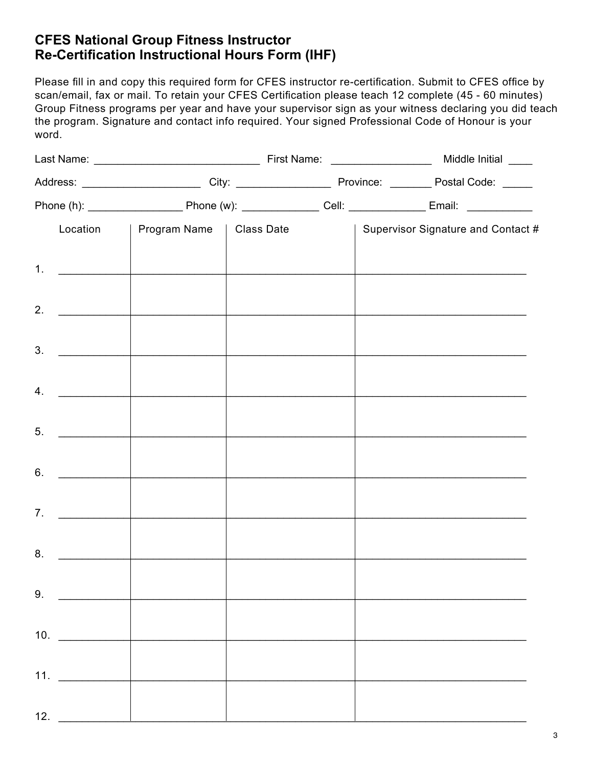# CFES National Group Fitness Instructor Re-Certification Instructional Hours Form (IHF)

Please fill in and copy this required form for CFES instructor re-certification. Submit to CFES office by scan/email, fax or mail. To retain your CFES Certification please teach 12 complete (45 - 60 minutes) Group Fitness programs per year and have your supervisor sign as your witness declaring you did teach the program. Signature and contact info required. Your signed Professional Code of Honour is your word.

Last Name: ___________________________ First Name: ________________ Middle Initial ____

Address: ___________________ City: _______________ Province: _______ Postal Code: _____

Phone (h): _______________ Phone (w): ____________ Cell: ____________ Email: __________

| | Location | Program Name | Class Date | Supervisor Signature and Contact # |
|---|---|---|---|---|
| 1. | | | | |
| 2. | | | | |
| 3. | | | | |
| 4. | | | | |
| 5. | | | | |
| 6. | | | | |
| 7. | | | | |
| 8. | | | | |
| 9. | | | | |
| 10. | | | | |
| 11. | | | | |
| 12. | | | | |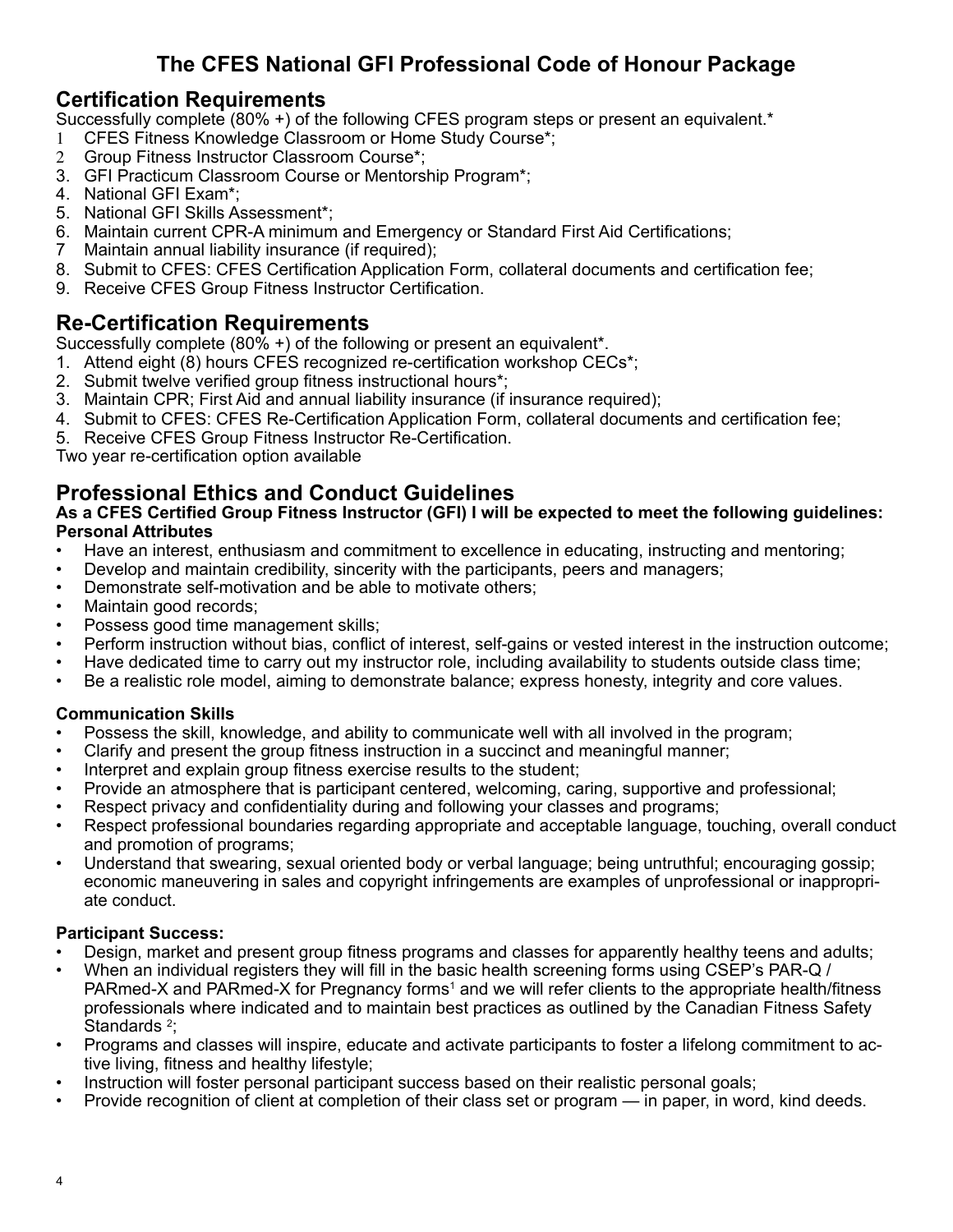# The CFES National GFI Professional Code of Honour Package

## Certification Requirements

Successfully complete (80% +) of the following CFES program steps or present an equivalent.*

1. CFES Fitness Knowledge Classroom or Home Study Course*;
2. Group Fitness Instructor Classroom Course*;
3. GFI Practicum Classroom Course or Mentorship Program*;
4. National GFI Exam*;
5. National GFI Skills Assessment*;
6. Maintain current CPR-A minimum and Emergency or Standard First Aid Certifications;
7. Maintain annual liability insurance (if required);
8. Submit to CFES: CFES Certification Application Form, collateral documents and certification fee;
9. Receive CFES Group Fitness Instructor Certification.

## Re-Certification Requirements

Successfully complete (80% +) of the following or present an equivalent*.

1. Attend eight (8) hours CFES recognized re-certification workshop CECs*;
2. Submit twelve verified group fitness instructional hours*;
3. Maintain CPR; First Aid and annual liability insurance (if insurance required);
4. Submit to CFES: CFES Re-Certification Application Form, collateral documents and certification fee;
5. Receive CFES Group Fitness Instructor Re-Certification.

Two year re-certification option available

## Professional Ethics and Conduct Guidelines

**As a CFES Certified Group Fitness Instructor (GFI) I will be expected to meet the following guidelines:**

**Personal Attributes**

- Have an interest, enthusiasm and commitment to excellence in educating, instructing and mentoring;
- Develop and maintain credibility, sincerity with the participants, peers and managers;
- Demonstrate self-motivation and be able to motivate others;
- Maintain good records;
- Possess good time management skills;
- Perform instruction without bias, conflict of interest, self-gains or vested interest in the instruction outcome;
- Have dedicated time to carry out my instructor role, including availability to students outside class time;
- Be a realistic role model, aiming to demonstrate balance; express honesty, integrity and core values.

**Communication Skills**

- Possess the skill, knowledge, and ability to communicate well with all involved in the program;
- Clarify and present the group fitness instruction in a succinct and meaningful manner;
- Interpret and explain group fitness exercise results to the student;
- Provide an atmosphere that is participant centered, welcoming, caring, supportive and professional;
- Respect privacy and confidentiality during and following your classes and programs;
- Respect professional boundaries regarding appropriate and acceptable language, touching, overall conduct and promotion of programs;
- Understand that swearing, sexual oriented body or verbal language; being untruthful; encouraging gossip; economic maneuvering in sales and copyright infringements are examples of unprofessional or inappropriate conduct.

**Participant Success:**

- Design, market and present group fitness programs and classes for apparently healthy teens and adults;
- When an individual registers they will fill in the basic health screening forms using CSEP's PAR-Q / PARmed-X and PARmed-X for Pregnancy forms[1] and we will refer clients to the appropriate health/fitness professionals where indicated and to maintain best practices as outlined by the Canadian Fitness Safety Standards [2];
- Programs and classes will inspire, educate and activate participants to foster a lifelong commitment to active living, fitness and healthy lifestyle;
- Instruction will foster personal participant success based on their realistic personal goals;
- Provide recognition of client at completion of their class set or program — in paper, in word, kind deeds.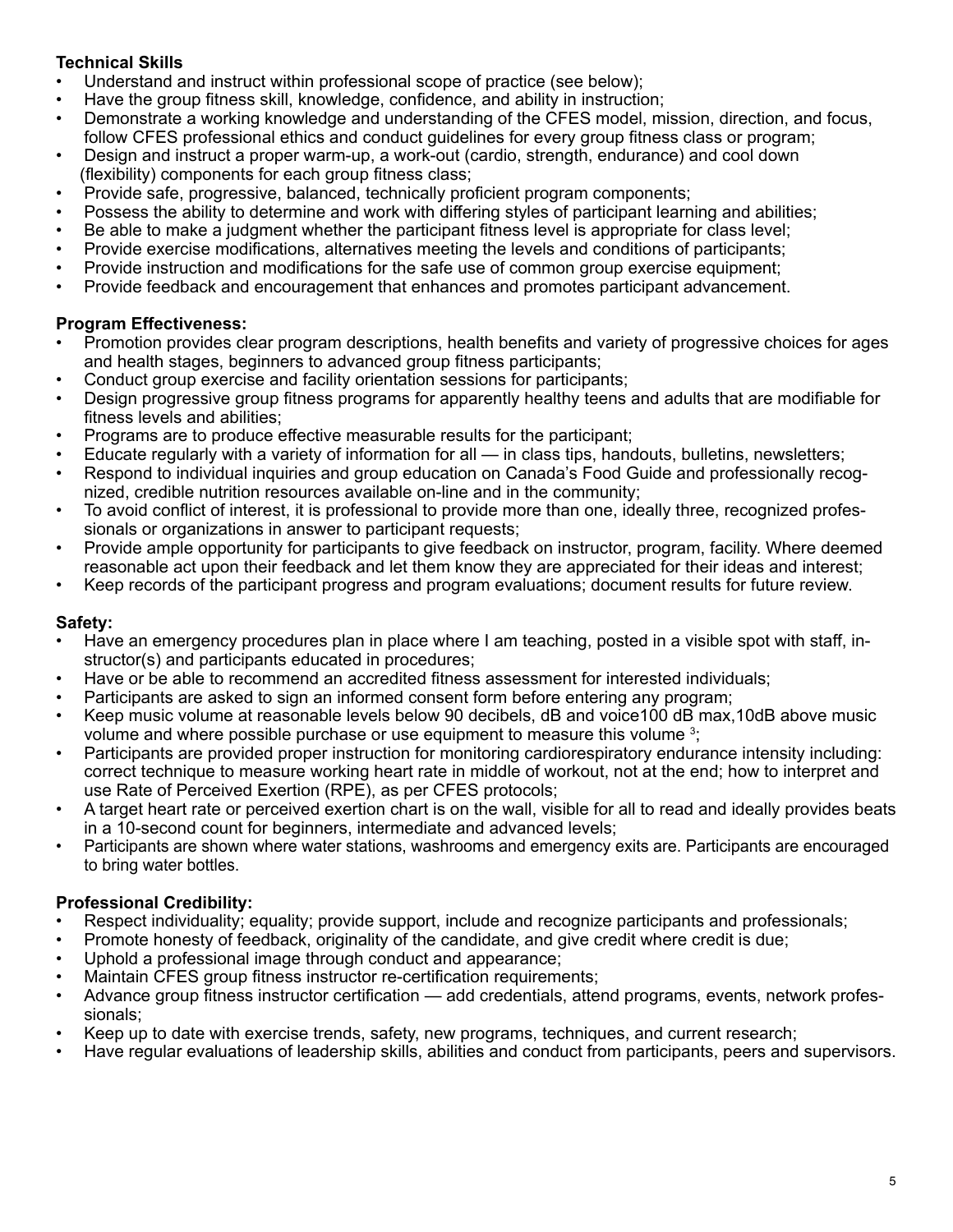**Technical Skills**

- Understand and instruct within professional scope of practice (see below);
- Have the group fitness skill, knowledge, confidence, and ability in instruction;
- Demonstrate a working knowledge and understanding of the CFES model, mission, direction, and focus, follow CFES professional ethics and conduct guidelines for every group fitness class or program;
- Design and instruct a proper warm-up, a work-out (cardio, strength, endurance) and cool down (flexibility) components for each group fitness class;
- Provide safe, progressive, balanced, technically proficient program components;
- Possess the ability to determine and work with differing styles of participant learning and abilities;
- Be able to make a judgment whether the participant fitness level is appropriate for class level;
- Provide exercise modifications, alternatives meeting the levels and conditions of participants;
- Provide instruction and modifications for the safe use of common group exercise equipment;
- Provide feedback and encouragement that enhances and promotes participant advancement.

**Program Effectiveness:**

- Promotion provides clear program descriptions, health benefits and variety of progressive choices for ages and health stages, beginners to advanced group fitness participants;
- Conduct group exercise and facility orientation sessions for participants;
- Design progressive group fitness programs for apparently healthy teens and adults that are modifiable for fitness levels and abilities;
- Programs are to produce effective measurable results for the participant;
- Educate regularly with a variety of information for all — in class tips, handouts, bulletins, newsletters;
- Respond to individual inquiries and group education on Canada's Food Guide and professionally recognized, credible nutrition resources available on-line and in the community;
- To avoid conflict of interest, it is professional to provide more than one, ideally three, recognized professionals or organizations in answer to participant requests;
- Provide ample opportunity for participants to give feedback on instructor, program, facility. Where deemed reasonable act upon their feedback and let them know they are appreciated for their ideas and interest;
- Keep records of the participant progress and program evaluations; document results for future review.

**Safety:**

- Have an emergency procedures plan in place where I am teaching, posted in a visible spot with staff, instructor(s) and participants educated in procedures;
- Have or be able to recommend an accredited fitness assessment for interested individuals;
- Participants are asked to sign an informed consent form before entering any program;
- Keep music volume at reasonable levels below 90 decibels, dB and voice100 dB max,10dB above music volume and where possible purchase or use equipment to measure this volume [3];
- Participants are provided proper instruction for monitoring cardiorespiratory endurance intensity including: correct technique to measure working heart rate in middle of workout, not at the end; how to interpret and use Rate of Perceived Exertion (RPE), as per CFES protocols;
- A target heart rate or perceived exertion chart is on the wall, visible for all to read and ideally provides beats in a 10-second count for beginners, intermediate and advanced levels;
- Participants are shown where water stations, washrooms and emergency exits are. Participants are encouraged to bring water bottles.

**Professional Credibility:**

- Respect individuality; equality; provide support, include and recognize participants and professionals;
- Promote honesty of feedback, originality of the candidate, and give credit where credit is due;
- Uphold a professional image through conduct and appearance;
- Maintain CFES group fitness instructor re-certification requirements;
- Advance group fitness instructor certification — add credentials, attend programs, events, network professionals;
- Keep up to date with exercise trends, safety, new programs, techniques, and current research;
- Have regular evaluations of leadership skills, abilities and conduct from participants, peers and supervisors.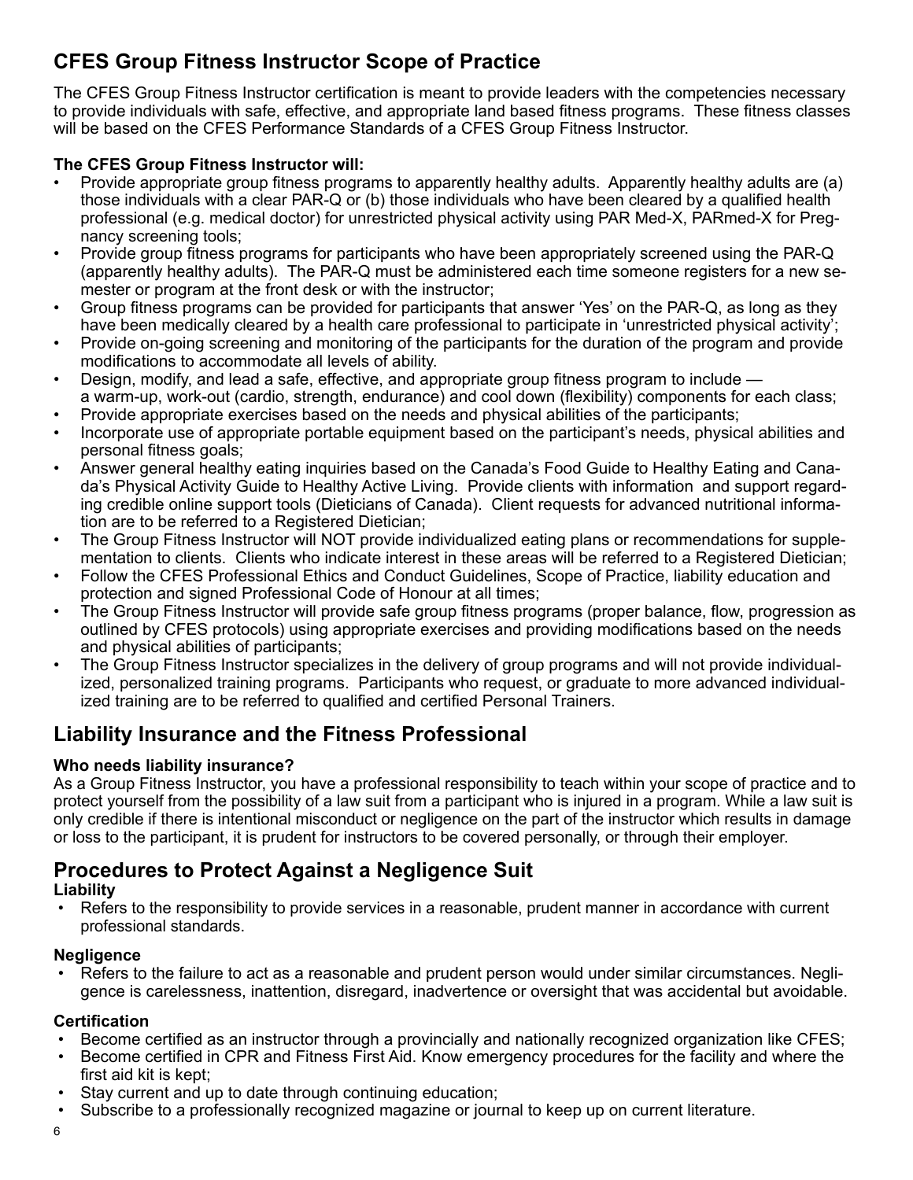## CFES Group Fitness Instructor Scope of Practice

The CFES Group Fitness Instructor certification is meant to provide leaders with the competencies necessary to provide individuals with safe, effective, and appropriate land based fitness programs. These fitness classes will be based on the CFES Performance Standards of a CFES Group Fitness Instructor.

**The CFES Group Fitness Instructor will:**

- Provide appropriate group fitness programs to apparently healthy adults. Apparently healthy adults are (a) those individuals with a clear PAR-Q or (b) those individuals who have been cleared by a qualified health professional (e.g. medical doctor) for unrestricted physical activity using PAR Med-X, PARmed-X for Pregnancy screening tools;
- Provide group fitness programs for participants who have been appropriately screened using the PAR-Q (apparently healthy adults). The PAR-Q must be administered each time someone registers for a new semester or program at the front desk or with the instructor;
- Group fitness programs can be provided for participants that answer 'Yes' on the PAR-Q, as long as they have been medically cleared by a health care professional to participate in 'unrestricted physical activity';
- Provide on-going screening and monitoring of the participants for the duration of the program and provide modifications to accommodate all levels of ability.
- Design, modify, and lead a safe, effective, and appropriate group fitness program to include — a warm-up, work-out (cardio, strength, endurance) and cool down (flexibility) components for each class;
- Provide appropriate exercises based on the needs and physical abilities of the participants;
- Incorporate use of appropriate portable equipment based on the participant's needs, physical abilities and personal fitness goals;
- Answer general healthy eating inquiries based on the Canada's Food Guide to Healthy Eating and Canada's Physical Activity Guide to Healthy Active Living. Provide clients with information and support regarding credible online support tools (Dieticians of Canada). Client requests for advanced nutritional information are to be referred to a Registered Dietician;
- The Group Fitness Instructor will NOT provide individualized eating plans or recommendations for supplementation to clients. Clients who indicate interest in these areas will be referred to a Registered Dietician;
- Follow the CFES Professional Ethics and Conduct Guidelines, Scope of Practice, liability education and protection and signed Professional Code of Honour at all times;
- The Group Fitness Instructor will provide safe group fitness programs (proper balance, flow, progression as outlined by CFES protocols) using appropriate exercises and providing modifications based on the needs and physical abilities of participants;
- The Group Fitness Instructor specializes in the delivery of group programs and will not provide individualized, personalized training programs. Participants who request, or graduate to more advanced individualized training are to be referred to qualified and certified Personal Trainers.

## Liability Insurance and the Fitness Professional

**Who needs liability insurance?**

As a Group Fitness Instructor, you have a professional responsibility to teach within your scope of practice and to protect yourself from the possibility of a law suit from a participant who is injured in a program. While a law suit is only credible if there is intentional misconduct or negligence on the part of the instructor which results in damage or loss to the participant, it is prudent for instructors to be covered personally, or through their employer.

## Procedures to Protect Against a Negligence Suit

**Liability**

- Refers to the responsibility to provide services in a reasonable, prudent manner in accordance with current professional standards.

**Negligence**

- Refers to the failure to act as a reasonable and prudent person would under similar circumstances. Negligence is carelessness, inattention, disregard, inadvertence or oversight that was accidental but avoidable.

**Certification**

- Become certified as an instructor through a provincially and nationally recognized organization like CFES;
- Become certified in CPR and Fitness First Aid. Know emergency procedures for the facility and where the first aid kit is kept;
- Stay current and up to date through continuing education;
- Subscribe to a professionally recognized magazine or journal to keep up on current literature.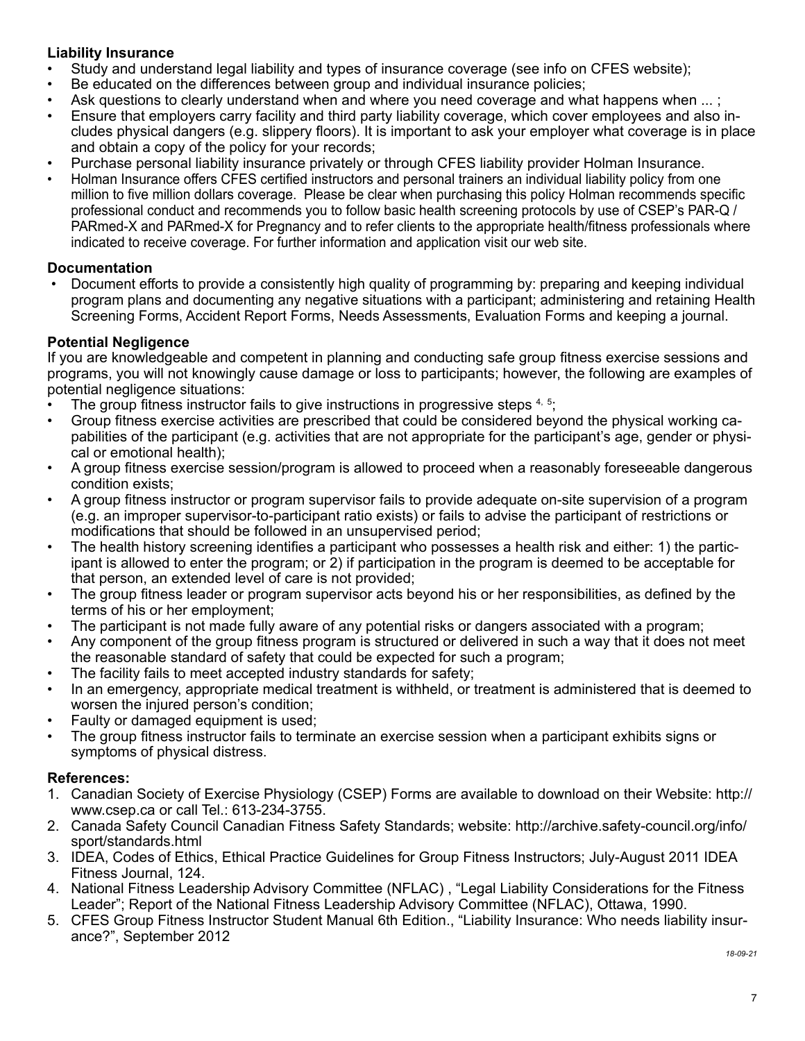**Liability Insurance**

- Study and understand legal liability and types of insurance coverage (see info on CFES website);
- Be educated on the differences between group and individual insurance policies;
- Ask questions to clearly understand when and where you need coverage and what happens when ... ;
- Ensure that employers carry facility and third party liability coverage, which cover employees and also includes physical dangers (e.g. slippery floors). It is important to ask your employer what coverage is in place and obtain a copy of the policy for your records;
- Purchase personal liability insurance privately or through CFES liability provider Holman Insurance.
- Holman Insurance offers CFES certified instructors and personal trainers an individual liability policy from one million to five million dollars coverage. Please be clear when purchasing this policy Holman recommends specific professional conduct and recommends you to follow basic health screening protocols by use of CSEP's PAR-Q / PARmed-X and PARmed-X for Pregnancy and to refer clients to the appropriate health/fitness professionals where indicated to receive coverage. For further information and application visit our web site.

**Documentation**

- Document efforts to provide a consistently high quality of programming by: preparing and keeping individual program plans and documenting any negative situations with a participant; administering and retaining Health Screening Forms, Accident Report Forms, Needs Assessments, Evaluation Forms and keeping a journal.

**Potential Negligence**

If you are knowledgeable and competent in planning and conducting safe group fitness exercise sessions and programs, you will not knowingly cause damage or loss to participants; however, the following are examples of potential negligence situations:

- The group fitness instructor fails to give instructions in progressive steps [4, 5];
- Group fitness exercise activities are prescribed that could be considered beyond the physical working capabilities of the participant (e.g. activities that are not appropriate for the participant's age, gender or physical or emotional health);
- A group fitness exercise session/program is allowed to proceed when a reasonably foreseeable dangerous condition exists;
- A group fitness instructor or program supervisor fails to provide adequate on-site supervision of a program (e.g. an improper supervisor-to-participant ratio exists) or fails to advise the participant of restrictions or modifications that should be followed in an unsupervised period;
- The health history screening identifies a participant who possesses a health risk and either: 1) the participant is allowed to enter the program; or 2) if participation in the program is deemed to be acceptable for that person, an extended level of care is not provided;
- The group fitness leader or program supervisor acts beyond his or her responsibilities, as defined by the terms of his or her employment;
- The participant is not made fully aware of any potential risks or dangers associated with a program;
- Any component of the group fitness program is structured or delivered in such a way that it does not meet the reasonable standard of safety that could be expected for such a program;
- The facility fails to meet accepted industry standards for safety;
- In an emergency, appropriate medical treatment is withheld, or treatment is administered that is deemed to worsen the injured person's condition;
- Faulty or damaged equipment is used;
- The group fitness instructor fails to terminate an exercise session when a participant exhibits signs or symptoms of physical distress.

**References:**

1. Canadian Society of Exercise Physiology (CSEP) Forms are available to download on their Website: http://www.csep.ca or call Tel.: 613-234-3755.
2. Canada Safety Council Canadian Fitness Safety Standards; website: http://archive.safety-council.org/info/sport/standards.html
3. IDEA, Codes of Ethics, Ethical Practice Guidelines for Group Fitness Instructors; July-August 2011 IDEA Fitness Journal, 124.
4. National Fitness Leadership Advisory Committee (NFLAC) , "Legal Liability Considerations for the Fitness Leader"; Report of the National Fitness Leadership Advisory Committee (NFLAC), Ottawa, 1990.
5. CFES Group Fitness Instructor Student Manual 6th Edition., "Liability Insurance: Who needs liability insurance?", September 2012

*18-09-21*